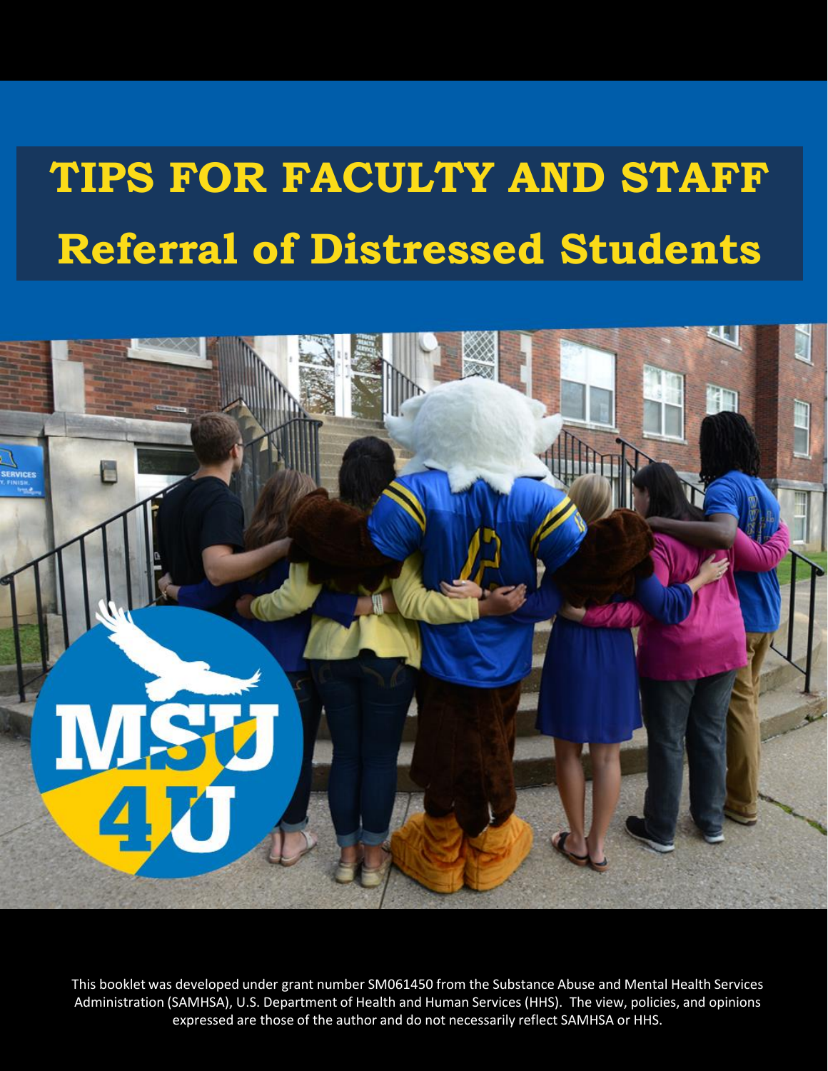# TIPS FOR FACULTY AND STAFF

# Referral of Distressed Students

This booklet was developed under grant number SM061450 from the Substance Abuse and Mental Health Services Administration (SAMHSA), U.S. Department of Health and Human Services (HHS). The view, policies, and opinions expressed are those of the author and do not necessarily reflect SAMHSA or HHS.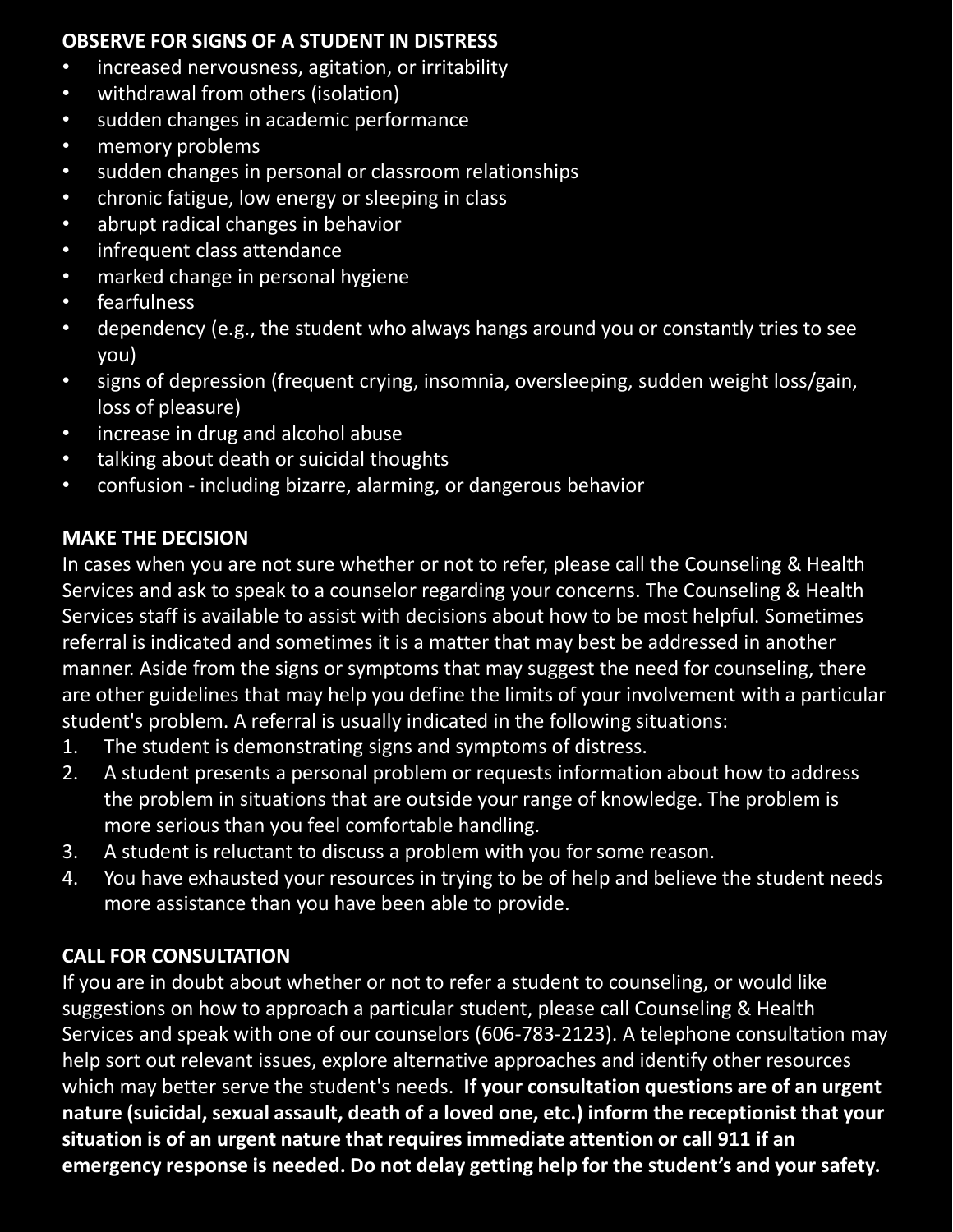**OBSERVE FOR SIGNS OF A STUDENT IN DISTRESS**

- increased nervousness, agitation, or irritability
- withdrawal from others (isolation)
- sudden changes in academic performance
- memory problems
- sudden changes in personal or classroom relationships
- chronic fatigue, low energy or sleeping in class
- abrupt radical changes in behavior
- infrequent class attendance
- marked change in personal hygiene
- fearfulness
- dependency (e.g., the student who always hangs around you or constantly tries to see you)
- signs of depression (frequent crying, insomnia, oversleeping, sudden weight loss/gain, loss of pleasure)
- increase in drug and alcohol abuse
- talking about death or suicidal thoughts
- confusion - including bizarre, alarming, or dangerous behavior

**MAKE THE DECISION**

In cases when you are not sure whether or not to refer, please call the Counseling & Health Services and ask to speak to a counselor regarding your concerns. The Counseling & Health Services staff is available to assist with decisions about how to be most helpful. Sometimes referral is indicated and sometimes it is a matter that may best be addressed in another manner. Aside from the signs or symptoms that may suggest the need for counseling, there are other guidelines that may help you define the limits of your involvement with a particular student's problem. A referral is usually indicated in the following situations:

1. The student is demonstrating signs and symptoms of distress.
2. A student presents a personal problem or requests information about how to address the problem in situations that are outside your range of knowledge. The problem is more serious than you feel comfortable handling.
3. A student is reluctant to discuss a problem with you for some reason.
4. You have exhausted your resources in trying to be of help and believe the student needs more assistance than you have been able to provide.

**CALL FOR CONSULTATION**

If you are in doubt about whether or not to refer a student to counseling, or would like suggestions on how to approach a particular student, please call Counseling & Health Services and speak with one of our counselors (606-783-2123). A telephone consultation may help sort out relevant issues, explore alternative approaches and identify other resources which may better serve the student's needs. **If your consultation questions are of an urgent nature (suicidal, sexual assault, death of a loved one, etc.) inform the receptionist that your situation is of an urgent nature that requires immediate attention or call 911 if an emergency response is needed. Do not delay getting help for the student's and your safety.**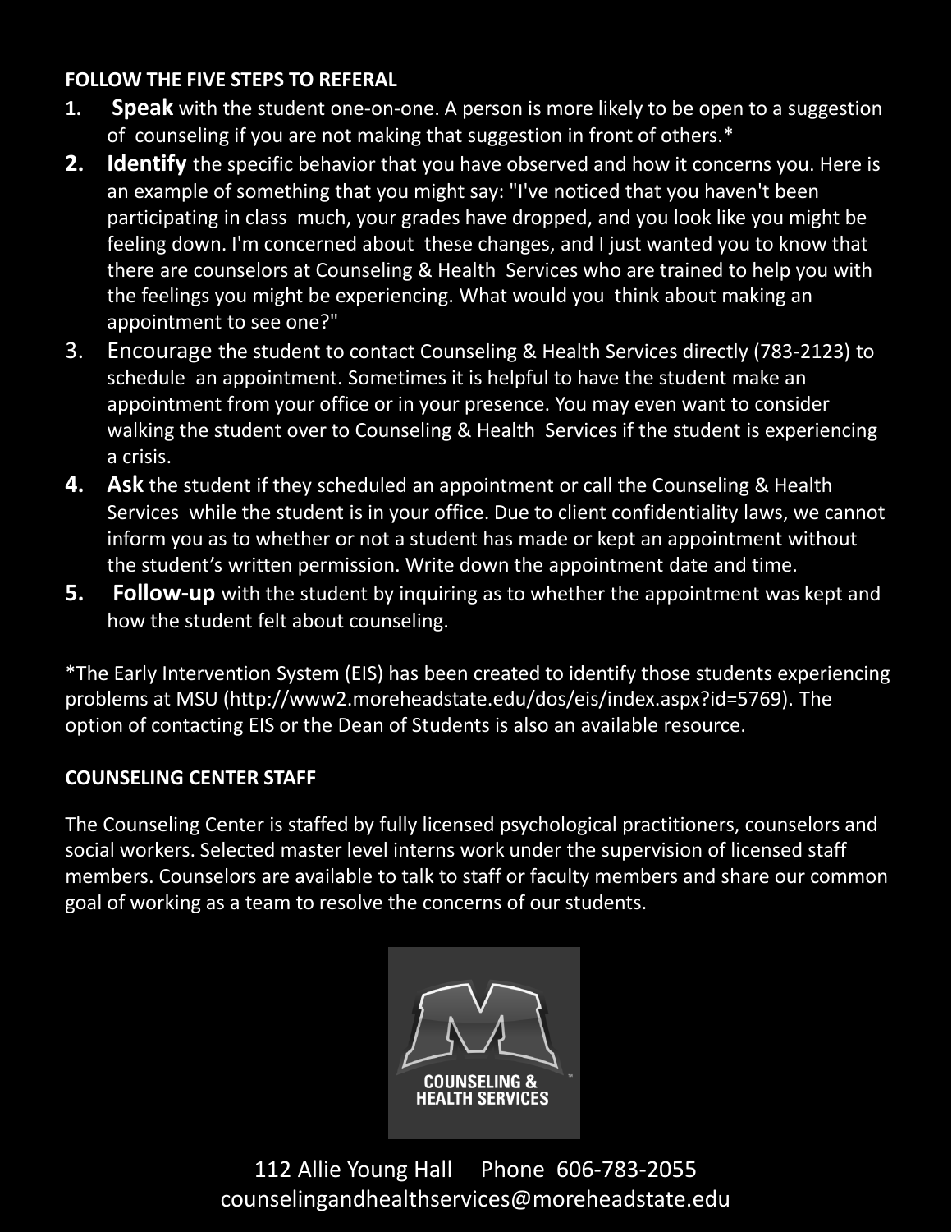**FOLLOW THE FIVE STEPS TO REFERAL**

1. **Speak** with the student one-on-one. A person is more likely to be open to a suggestion of counseling if you are not making that suggestion in front of others.*
2. **Identify** the specific behavior that you have observed and how it concerns you. Here is an example of something that you might say: "I've noticed that you haven't been participating in class much, your grades have dropped, and you look like you might be feeling down. I'm concerned about these changes, and I just wanted you to know that there are counselors at Counseling & Health Services who are trained to help you with the feelings you might be experiencing. What would you think about making an appointment to see one?"
3. Encourage the student to contact Counseling & Health Services directly (783-2123) to schedule an appointment. Sometimes it is helpful to have the student make an appointment from your office or in your presence. You may even want to consider walking the student over to Counseling & Health Services if the student is experiencing a crisis.
4. **Ask** the student if they scheduled an appointment or call the Counseling & Health Services while the student is in your office. Due to client confidentiality laws, we cannot inform you as to whether or not a student has made or kept an appointment without the student's written permission. Write down the appointment date and time.
5. **Follow-up** with the student by inquiring as to whether the appointment was kept and how the student felt about counseling.

*The Early Intervention System (EIS) has been created to identify those students experiencing problems at MSU (http://www2.moreheadstate.edu/dos/eis/index.aspx?id=5769). The option of contacting EIS or the Dean of Students is also an available resource.

**COUNSELING CENTER STAFF**

The Counseling Center is staffed by fully licensed psychological practitioners, counselors and social workers. Selected master level interns work under the supervision of licensed staff members. Counselors are available to talk to staff or faculty members and share our common goal of working as a team to resolve the concerns of our students.

COUNSELING & HEALTH SERVICES

112 Allie Young Hall     Phone 606-783-2055
counselingandhealthservices@moreheadstate.edu